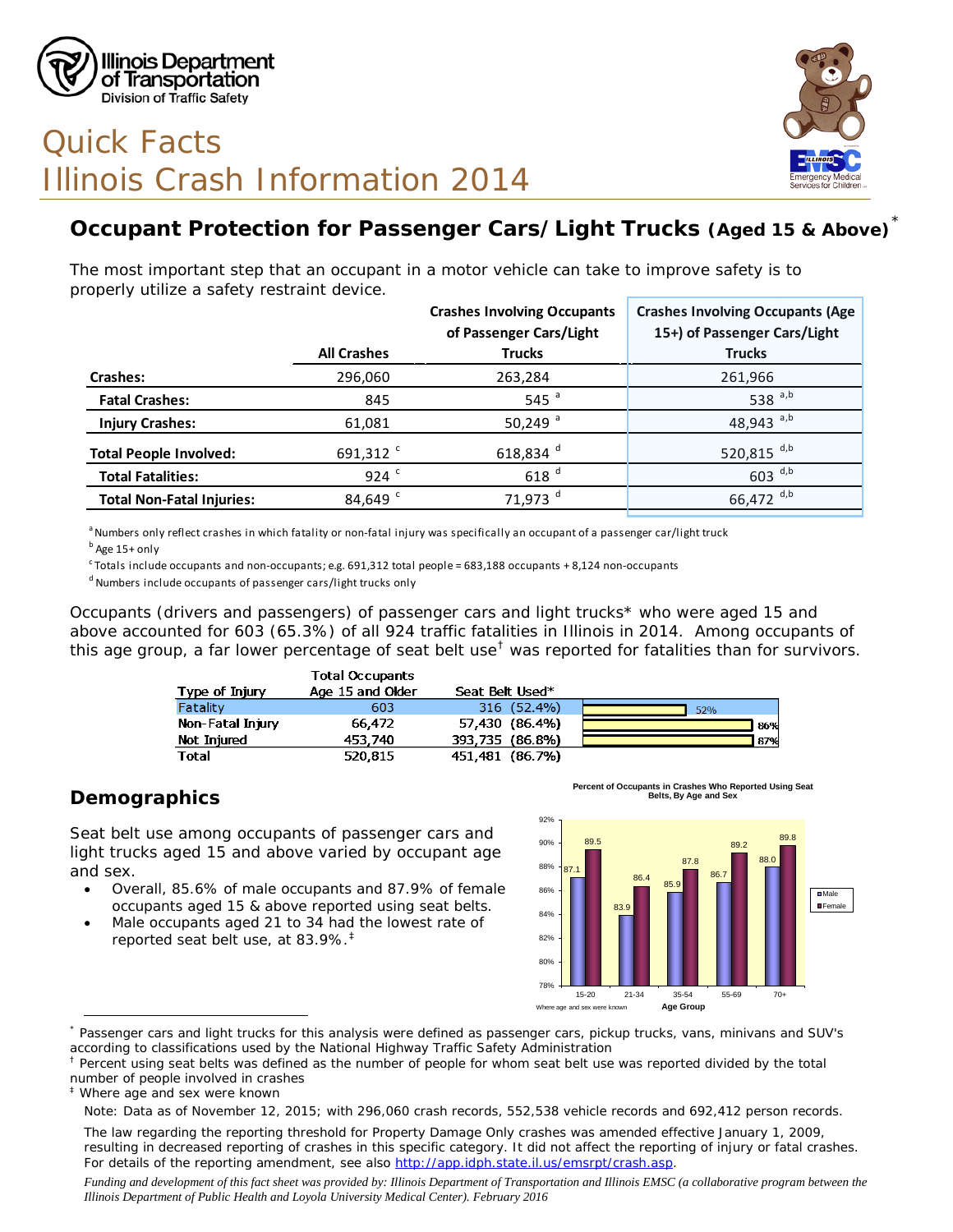# Quick Facts
# Illinois Crash Information 2014

Illinois Department of Transportation
Division of Traffic Safety

## Occupant Protection for Passenger Cars/Light Trucks (Aged 15 & Above)*

The most important step that an occupant in a motor vehicle can take to improve safety is to properly utilize a safety restraint device.

| | All Crashes | Crashes Involving Occupants of Passenger Cars/Light Trucks | Crashes Involving Occupants (Age 15+) of Passenger Cars/Light Trucks |
|---|---|---|---|
| **Crashes:** | 296,060 | 263,284 | 261,966 |
| **Fatal Crashes:** | 845 | 545 [a] | 538 [a,b] |
| **Injury Crashes:** | 61,081 | 50,249 [a] | 48,943 [a,b] |
| **Total People Involved:** | 691,312 [c] | 618,834 [d] | 520,815 [d,b] |
| **Total Fatalities:** | 924 [c] | 618 [d] | 603 [d,b] |
| **Total Non-Fatal Injuries:** | 84,649 [c] | 71,973 [d] | 66,472 [d,b] |

[a] Numbers only reflect crashes in which fatality or non-fatal injury was specifically an occupant of a passenger car/light truck
[b] Age 15+ only
[c] Totals include occupants and non-occupants; e.g. 691,312 total people = 683,188 occupants + 8,124 non-occupants
[d] Numbers include occupants of passenger cars/light trucks only

Occupants (drivers and passengers) of passenger cars and light trucks* who were aged 15 and above accounted for 603 (65.3%) of all 924 traffic fatalities in Illinois in 2014. Among occupants of this age group, a far lower percentage of seat belt use† was reported for fatalities than for survivors.

| Type of Injury | Total Occupants Age 15 and Older | Seat Belt Used* | |
|---|---|---|---|
| Fatality | 603 | 316 (52.4%) | 52% |
| Non-Fatal Injury | 66,472 | 57,430 (86.4%) | 86% |
| Not Injured | 453,740 | 393,735 (86.8%) | 87% |
| Total | 520,815 | 451,481 (86.7%) | |

## Demographics

Seat belt use among occupants of passenger cars and light trucks aged 15 and above varied by occupant age and sex.

- Overall, 85.6% of male occupants and 87.9% of female occupants aged 15 & above reported using seat belts.
- Male occupants aged 21 to 34 had the lowest rate of reported seat belt use, at 83.9%.‡

**Percent of Occupants in Crashes Who Reported Using Seat Belts, By Age and Sex**

| Age Group | Male | Female |
|---|---|---|
| 15-20 | 87.1 | 89.5 |
| 21-34 | 83.9 | 86.4 |
| 35-54 | 85.9 | 87.8 |
| 55-69 | 86.7 | 89.2 |
| 70+ | 88.0 | 89.8 |

Where age and sex were known

\* Passenger cars and light trucks for this analysis were defined as passenger cars, pickup trucks, vans, minivans and SUV's according to classifications used by the National Highway Traffic Safety Administration
† Percent using seat belts was defined as the number of people for whom seat belt use was reported divided by the total number of people involved in crashes
‡ Where age and sex were known

Note: Data as of November 12, 2015; with 296,060 crash records, 552,538 vehicle records and 692,412 person records.

The law regarding the reporting threshold for Property Damage Only crashes was amended effective January 1, 2009, resulting in decreased reporting of crashes in this specific category. It did not affect the reporting of injury or fatal crashes. For details of the reporting amendment, see also http://app.idph.state.il.us/emsrpt/crash.asp.

*Funding and development of this fact sheet was provided by: Illinois Department of Transportation and Illinois EMSC (a collaborative program between the Illinois Department of Public Health and Loyola University Medical Center). February 2016*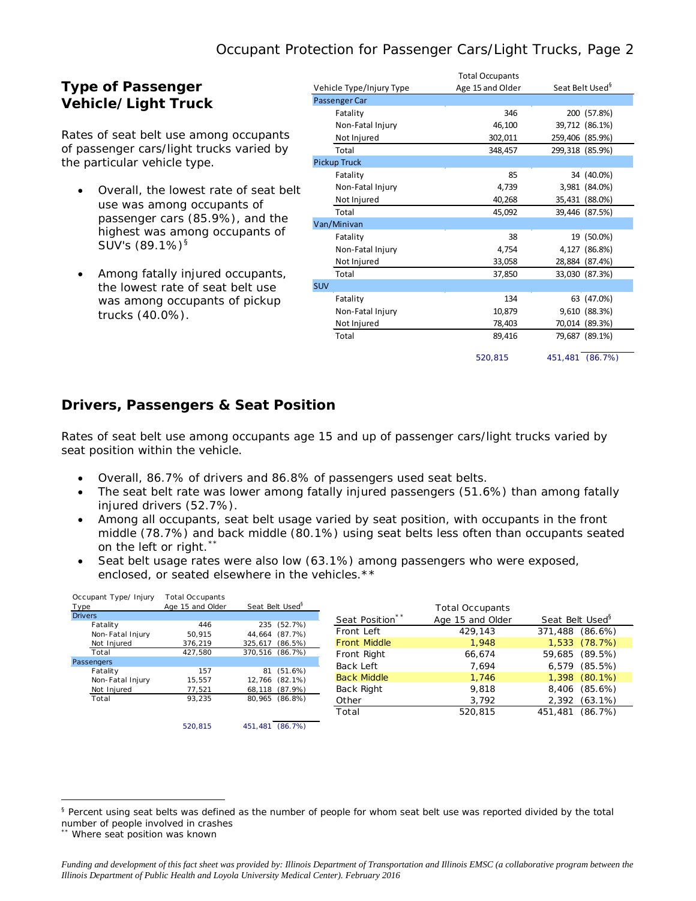## Type of Passenger Vehicle/Light Truck

Rates of seat belt use among occupants of passenger cars/light trucks varied by the particular vehicle type.

- Overall, the lowest rate of seat belt use was among occupants of passenger cars (85.9%), and the highest was among occupants of SUV's (89.1%)§
- Among fatally injured occupants, the lowest rate of seat belt use was among occupants of pickup trucks (40.0%).

| Vehicle Type/Injury Type | Total Occupants Age 15 and Older | Seat Belt Used§ |
|---|---|---|
| **Passenger Car** | | |
| Fatality | 346 | 200 (57.8%) |
| Non-Fatal Injury | 46,100 | 39,712 (86.1%) |
| Not Injured | 302,011 | 259,406 (85.9%) |
| Total | 348,457 | 299,318 (85.9%) |
| **Pickup Truck** | | |
| Fatality | 85 | 34 (40.0%) |
| Non-Fatal Injury | 4,739 | 3,981 (84.0%) |
| Not Injured | 40,268 | 35,431 (88.0%) |
| Total | 45,092 | 39,446 (87.5%) |
| **Van/Minivan** | | |
| Fatality | 38 | 19 (50.0%) |
| Non-Fatal Injury | 4,754 | 4,127 (86.8%) |
| Not Injured | 33,058 | 28,884 (87.4%) |
| Total | 37,850 | 33,030 (87.3%) |
| **SUV** | | |
| Fatality | 134 | 63 (47.0%) |
| Non-Fatal Injury | 10,879 | 9,610 (88.3%) |
| Not Injured | 78,403 | 70,014 (89.3%) |
| Total | 89,416 | 79,687 (89.1%) |
| | 520,815 | 451,481 (86.7%) |

## Drivers, Passengers & Seat Position

Rates of seat belt use among occupants age 15 and up of passenger cars/light trucks varied by seat position within the vehicle.

- Overall, 86.7% of drivers and 86.8% of passengers used seat belts.
- The seat belt rate was lower among fatally injured passengers (51.6%) than among fatally injured drivers (52.7%).
- Among all occupants, seat belt usage varied by seat position, with occupants in the front middle (78.7%) and back middle (80.1%) using seat belts less often than occupants seated on the left or right.**
- Seat belt usage rates were also low (63.1%) among passengers who were exposed, enclosed, or seated elsewhere in the vehicles.**

| Occupant Type/ Injury Type | Total Occupants Age 15 and Older | Seat Belt Used§ |
|---|---|---|
| **Drivers** | | |
| Fatality | 446 | 235 (52.7%) |
| Non-Fatal Injury | 50,915 | 44,664 (87.7%) |
| Not Injured | 376,219 | 325,617 (86.5%) |
| Total | 427,580 | 370,516 (86.7%) |
| **Passengers** | | |
| Fatality | 157 | 81 (51.6%) |
| Non-Fatal Injury | 15,557 | 12,766 (82.1%) |
| Not Injured | 77,521 | 68,118 (87.9%) |
| Total | 93,235 | 80,965 (86.8%) |
| | 520,815 | 451,481 (86.7%) |

| Seat Position** | Total Occupants Age 15 and Older | Seat Belt Used§ |
|---|---|---|
| Front Left | 429,143 | 371,488 (86.6%) |
| Front Middle | 1,948 | 1,533 (78.7%) |
| Front Right | 66,674 | 59,685 (89.5%) |
| Back Left | 7,694 | 6,579 (85.5%) |
| Back Middle | 1,746 | 1,398 (80.1%) |
| Back Right | 9,818 | 8,406 (85.6%) |
| Other | 3,792 | 2,392 (63.1%) |
| Total | 520,815 | 451,481 (86.7%) |

§ Percent using seat belts was defined as the number of people for whom seat belt use was reported divided by the total number of people involved in crashes

** Where seat position was known

*Funding and development of this fact sheet was provided by: Illinois Department of Transportation and Illinois EMSC (a collaborative program between the Illinois Department of Public Health and Loyola University Medical Center). February 2016*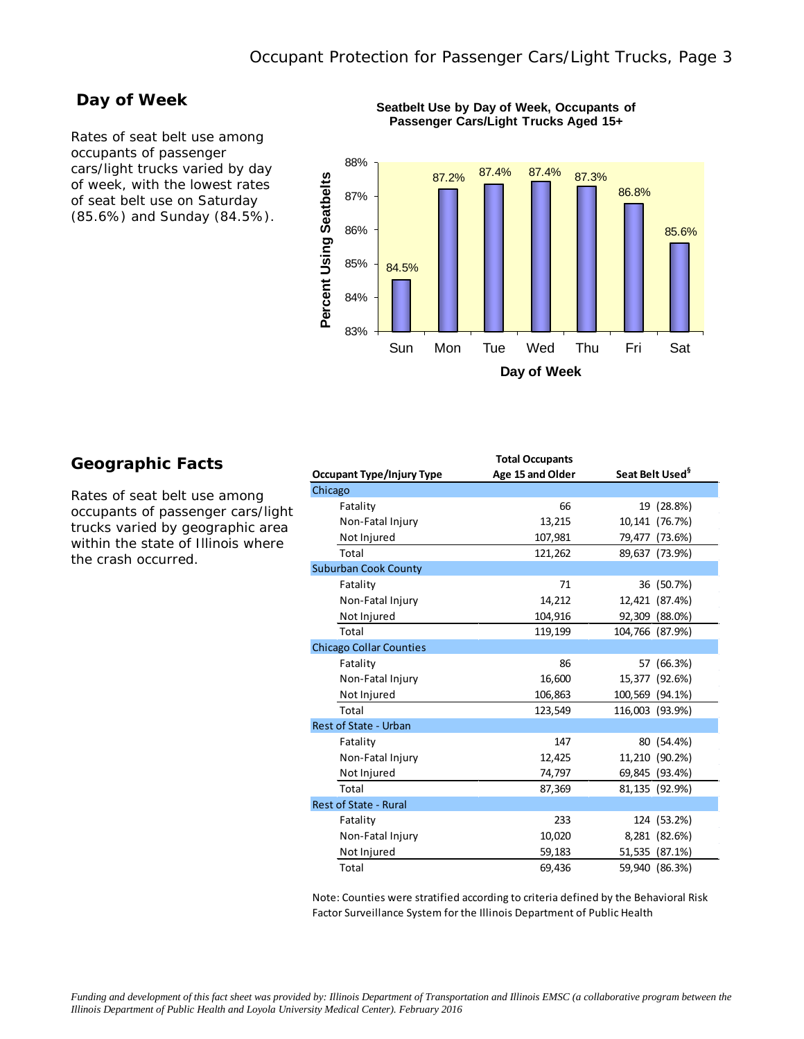## Day of Week

Rates of seat belt use among occupants of passenger cars/light trucks varied by day of week, with the lowest rates of seat belt use on Saturday (85.6%) and Sunday (84.5%).

**Seatbelt Use by Day of Week, Occupants of Passenger Cars/Light Trucks Aged 15+**

Percent Using Seatbelts

88%
87%
86%
85%
84%
83%

Sun 84.5%
Mon 87.2%
Tue 87.4%
Wed 87.4%
Thu 87.3%
Fri 86.8%
Sat 85.6%

Day of Week

## Geographic Facts

Rates of seat belt use among occupants of passenger cars/light trucks varied by geographic area within the state of Illinois where the crash occurred.

| Occupant Type/Injury Type | Total Occupants Age 15 and Older | Seat Belt Used§ |
|---|---|---|
| **Chicago** | | |
| Fatality | 66 | 19 (28.8%) |
| Non-Fatal Injury | 13,215 | 10,141 (76.7%) |
| Not Injured | 107,981 | 79,477 (73.6%) |
| Total | 121,262 | 89,637 (73.9%) |
| **Suburban Cook County** | | |
| Fatality | 71 | 36 (50.7%) |
| Non-Fatal Injury | 14,212 | 12,421 (87.4%) |
| Not Injured | 104,916 | 92,309 (88.0%) |
| Total | 119,199 | 104,766 (87.9%) |
| **Chicago Collar Counties** | | |
| Fatality | 86 | 57 (66.3%) |
| Non-Fatal Injury | 16,600 | 15,377 (92.6%) |
| Not Injured | 106,863 | 100,569 (94.1%) |
| Total | 123,549 | 116,003 (93.9%) |
| **Rest of State - Urban** | | |
| Fatality | 147 | 80 (54.4%) |
| Non-Fatal Injury | 12,425 | 11,210 (90.2%) |
| Not Injured | 74,797 | 69,845 (93.4%) |
| Total | 87,369 | 81,135 (92.9%) |
| **Rest of State - Rural** | | |
| Fatality | 233 | 124 (53.2%) |
| Non-Fatal Injury | 10,020 | 8,281 (82.6%) |
| Not Injured | 59,183 | 51,535 (87.1%) |
| Total | 69,436 | 59,940 (86.3%) |

Note: Counties were stratified according to criteria defined by the Behavioral Risk Factor Surveillance System for the Illinois Department of Public Health

*Funding and development of this fact sheet was provided by: Illinois Department of Transportation and Illinois EMSC (a collaborative program between the Illinois Department of Public Health and Loyola University Medical Center). February 2016*